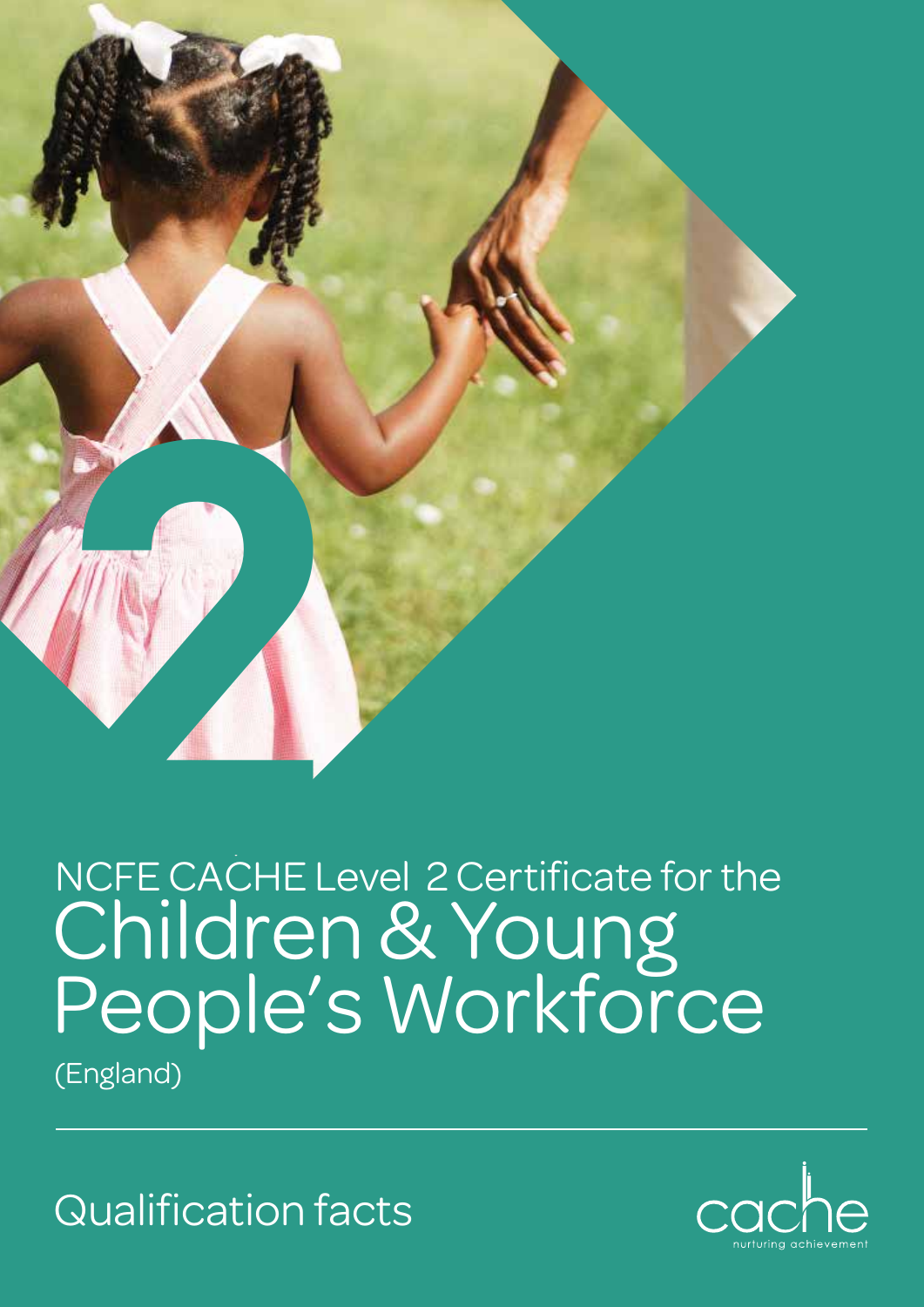# NCFE CACHE Level 2 Certificate for the Children & Young People's Workforce

(England)

## Qualification facts

cache
nurturing achievement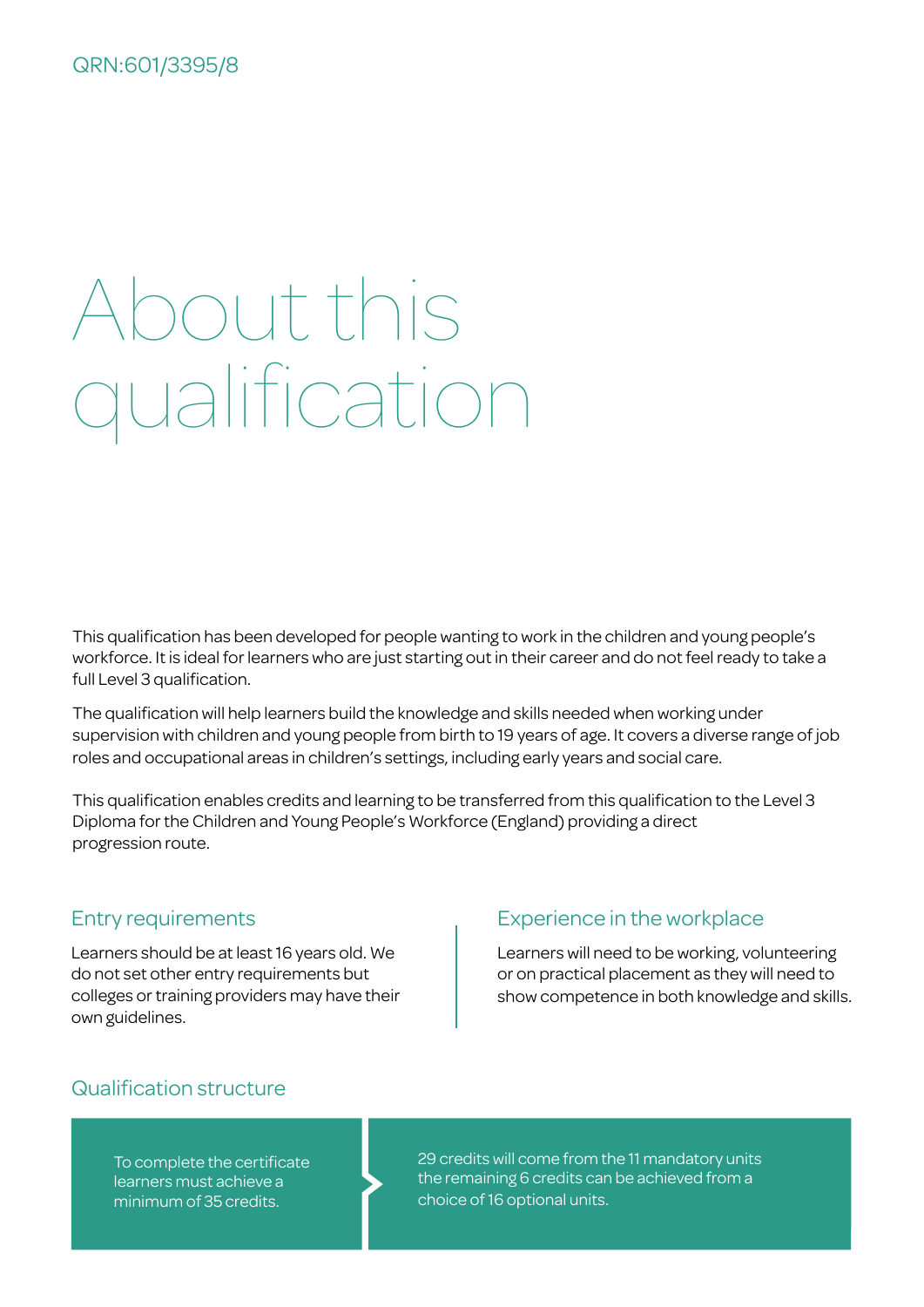QRN:601/3395/8

# About this qualification

This qualification has been developed for people wanting to work in the children and young people's workforce. It is ideal for learners who are just starting out in their career and do not feel ready to take a full Level 3 qualification.

The qualification will help learners build the knowledge and skills needed when working under supervision with children and young people from birth to 19 years of age. It covers a diverse range of job roles and occupational areas in children's settings, including early years and social care.

This qualification enables credits and learning to be transferred from this qualification to the Level 3 Diploma for the Children and Young People's Workforce (England) providing a direct progression route.

## Entry requirements

Learners should be at least 16 years old. We do not set other entry requirements but colleges or training providers may have their own guidelines.

## Experience in the workplace

Learners will need to be working, volunteering or on practical placement as they will need to show competence in both knowledge and skills.

## Qualification structure

To complete the certificate learners must achieve a minimum of 35 credits.

29 credits will come from the 11 mandatory units the remaining 6 credits can be achieved from a choice of 16 optional units.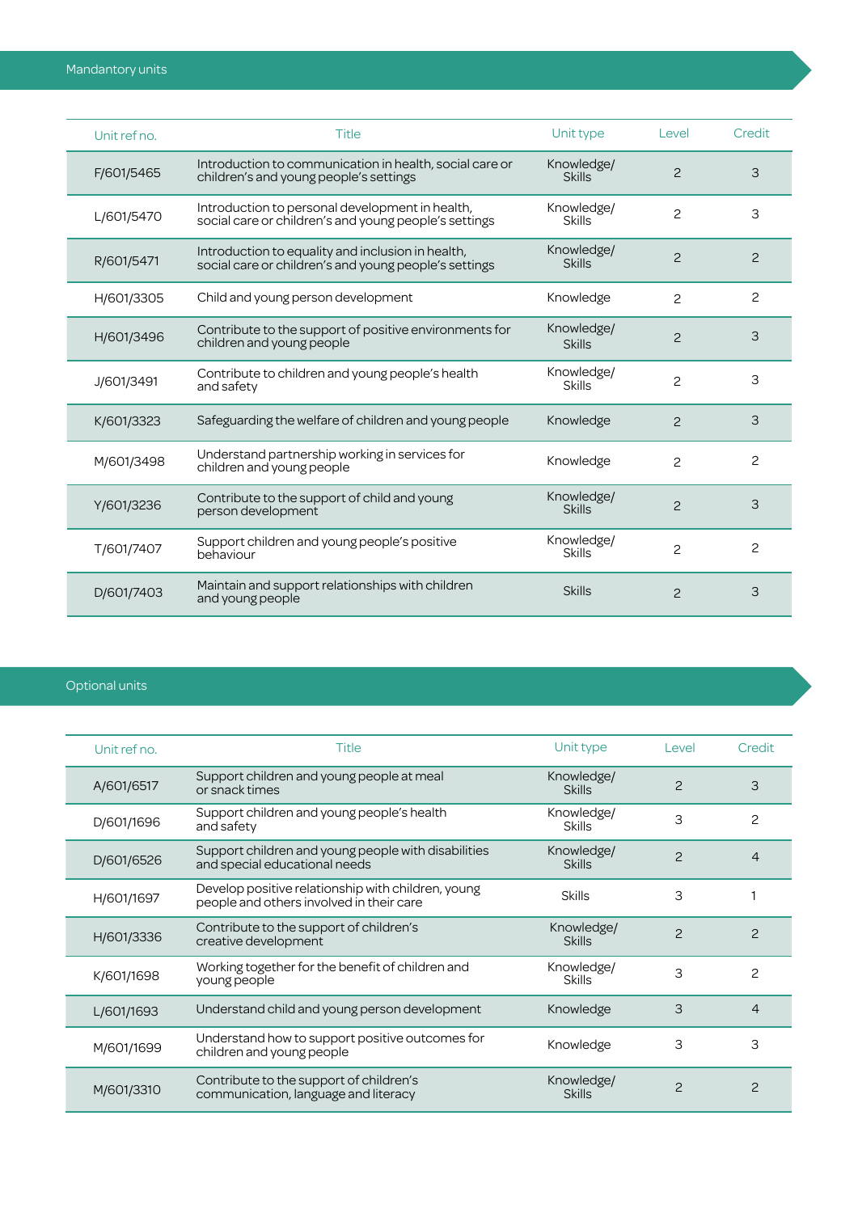## Mandantory units

| Unit ref no. | Title | Unit type | Level | Credit |
|---|---|---|---|---|
| F/601/5465 | Introduction to communication in health, social care or children's and young people's settings | Knowledge/ Skills | 2 | 3 |
| L/601/5470 | Introduction to personal development in health, social care or children's and young people's settings | Knowledge/ Skills | 2 | 3 |
| R/601/5471 | Introduction to equality and inclusion in health, social care or children's and young people's settings | Knowledge/ Skills | 2 | 2 |
| H/601/3305 | Child and young person development | Knowledge | 2 | 2 |
| H/601/3496 | Contribute to the support of positive environments for children and young people | Knowledge/ Skills | 2 | 3 |
| J/601/3491 | Contribute to children and young people's health and safety | Knowledge/ Skills | 2 | 3 |
| K/601/3323 | Safeguarding the welfare of children and young people | Knowledge | 2 | 3 |
| M/601/3498 | Understand partnership working in services for children and young people | Knowledge | 2 | 2 |
| Y/601/3236 | Contribute to the support of child and young person development | Knowledge/ Skills | 2 | 3 |
| T/601/7407 | Support children and young people's positive behaviour | Knowledge/ Skills | 2 | 2 |
| D/601/7403 | Maintain and support relationships with children and young people | Skills | 2 | 3 |

## Optional units

| Unit ref no. | Title | Unit type | Level | Credit |
|---|---|---|---|---|
| A/601/6517 | Support children and young people at meal or snack times | Knowledge/ Skills | 2 | 3 |
| D/601/1696 | Support children and young people's health and safety | Knowledge/ Skills | 3 | 2 |
| D/601/6526 | Support children and young people with disabilities and special educational needs | Knowledge/ Skills | 2 | 4 |
| H/601/1697 | Develop positive relationship with children, young people and others involved in their care | Skills | 3 | 1 |
| H/601/3336 | Contribute to the support of children's creative development | Knowledge/ Skills | 2 | 2 |
| K/601/1698 | Working together for the benefit of children and young people | Knowledge/ Skills | 3 | 2 |
| L/601/1693 | Understand child and young person development | Knowledge | 3 | 4 |
| M/601/1699 | Understand how to support positive outcomes for children and young people | Knowledge | 3 | 3 |
| M/601/3310 | Contribute to the support of children's communication, language and literacy | Knowledge/ Skills | 2 | 2 |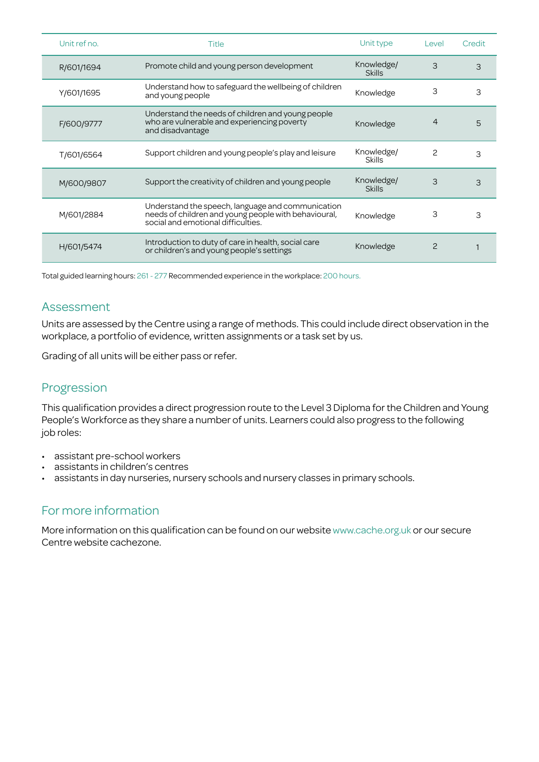| Unit ref no. | Title | Unit type | Level | Credit |
|---|---|---|---|---|
| R/601/1694 | Promote child and young person development | Knowledge/ Skills | 3 | 3 |
| Y/601/1695 | Understand how to safeguard the wellbeing of children and young people | Knowledge | 3 | 3 |
| F/600/9777 | Understand the needs of children and young people who are vulnerable and experiencing poverty and disadvantage | Knowledge | 4 | 5 |
| T/601/6564 | Support children and young people's play and leisure | Knowledge/ Skills | 2 | 3 |
| M/600/9807 | Support the creativity of children and young people | Knowledge/ Skills | 3 | 3 |
| M/601/2884 | Understand the speech, language and communication needs of children and young people with behavioural, social and emotional difficulties. | Knowledge | 3 | 3 |
| H/601/5474 | Introduction to duty of care in health, social care or children's and young people's settings | Knowledge | 2 | 1 |

Total guided learning hours: 261 - 277 Recommended experience in the workplace: 200 hours.

## Assessment

Units are assessed by the Centre using a range of methods. This could include direct observation in the workplace, a portfolio of evidence, written assignments or a task set by us.

Grading of all units will be either pass or refer.

## Progression

This qualification provides a direct progression route to the Level 3 Diploma for the Children and Young People's Workforce as they share a number of units. Learners could also progress to the following job roles:

- assistant pre-school workers
- assistants in children's centres
- assistants in day nurseries, nursery schools and nursery classes in primary schools.

## For more information

More information on this qualification can be found on our website www.cache.org.uk or our secure Centre website cachezone.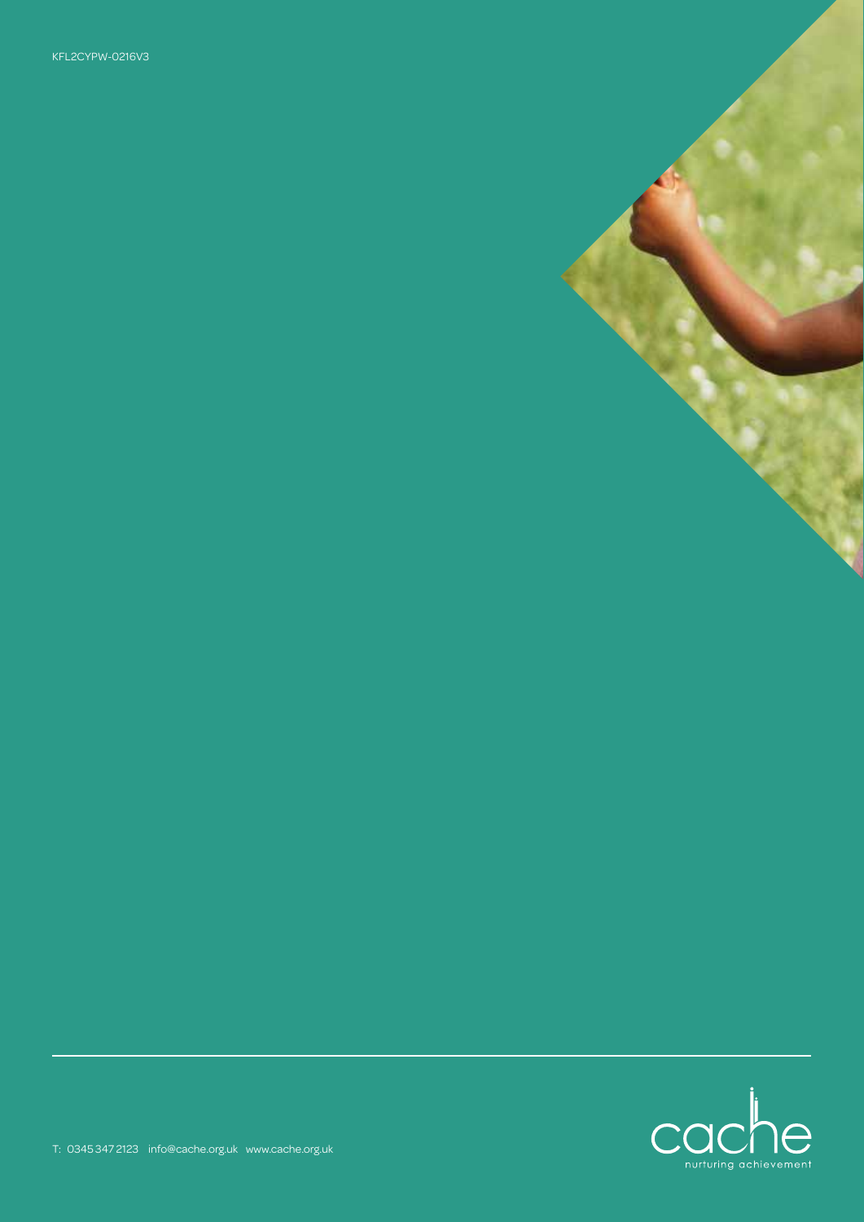KFL2CYPW-0216V3

T: 0345 347 2123 info@cache.org.uk www.cache.org.uk

cache
nurturing achievement